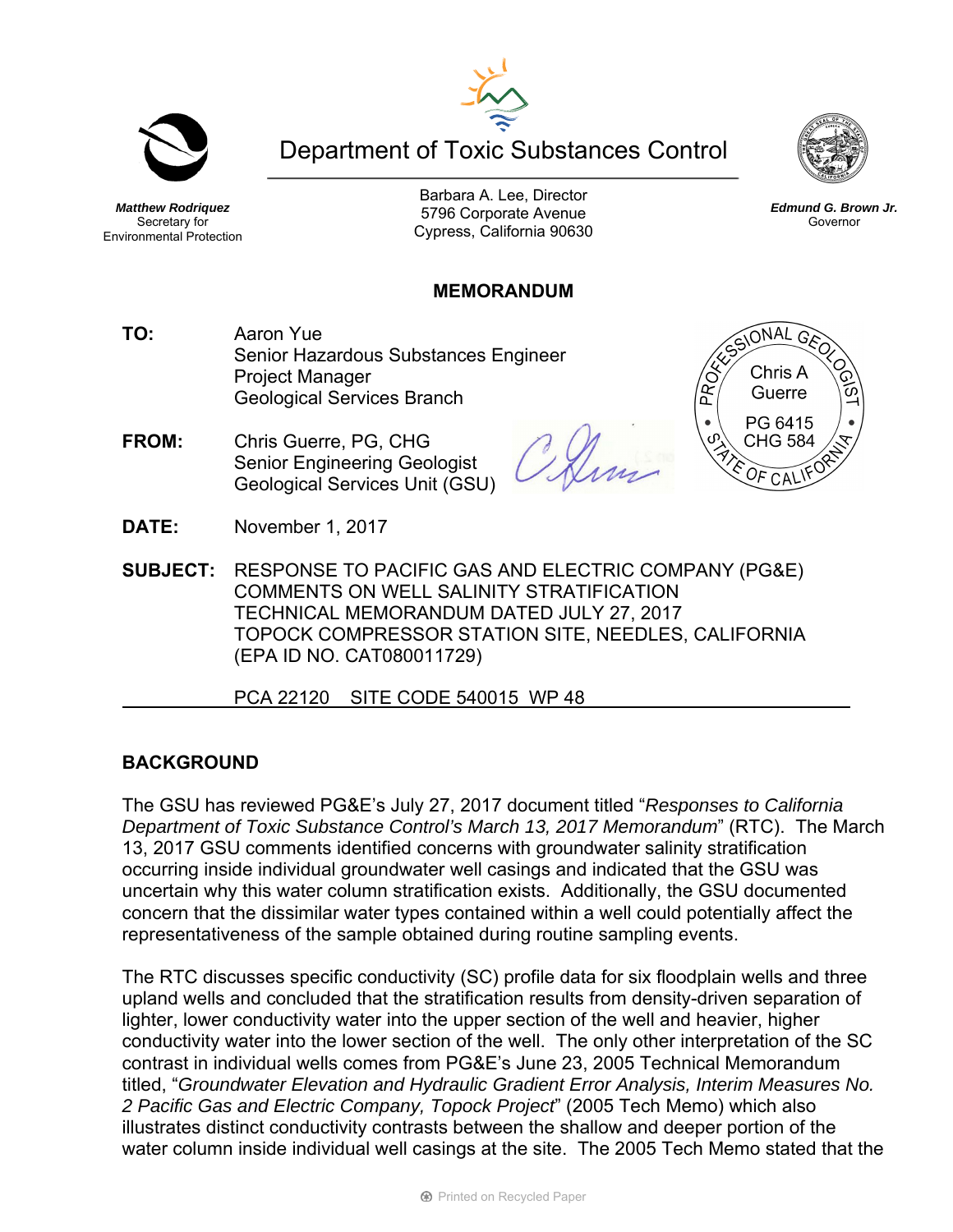Department of Toxic Substances Control

**Matthew Rodriquez**
Secretary for
Environmental Protection

Barbara A. Lee, Director
5796 Corporate Avenue
Cypress, California 90630

**Edmund G. Brown Jr.**
Governor

## MEMORANDUM

**TO:** Aaron Yue
Senior Hazardous Substances Engineer
Project Manager
Geological Services Branch

**FROM:** Chris Guerre, PG, CHG
Senior Engineering Geologist
Geological Services Unit (GSU)

PROFESSIONAL GEOLOGIST
Chris A Guerre
PG 6415
CHG 584
STATE OF CALIFORNIA

**DATE:** November 1, 2017

**SUBJECT:** RESPONSE TO PACIFIC GAS AND ELECTRIC COMPANY (PG&E) COMMENTS ON WELL SALINITY STRATIFICATION TECHNICAL MEMORANDUM DATED JULY 27, 2017 TOPOCK COMPRESSOR STATION SITE, NEEDLES, CALIFORNIA (EPA ID NO. CAT080011729)

PCA 22120 SITE CODE 540015 WP 48

## BACKGROUND

The GSU has reviewed PG&E's July 27, 2017 document titled "*Responses to California Department of Toxic Substance Control's March 13, 2017 Memorandum*" (RTC). The March 13, 2017 GSU comments identified concerns with groundwater salinity stratification occurring inside individual groundwater well casings and indicated that the GSU was uncertain why this water column stratification exists. Additionally, the GSU documented concern that the dissimilar water types contained within a well could potentially affect the representativeness of the sample obtained during routine sampling events.

The RTC discusses specific conductivity (SC) profile data for six floodplain wells and three upland wells and concluded that the stratification results from density-driven separation of lighter, lower conductivity water into the upper section of the well and heavier, higher conductivity water into the lower section of the well. The only other interpretation of the SC contrast in individual wells comes from PG&E's June 23, 2005 Technical Memorandum titled, "*Groundwater Elevation and Hydraulic Gradient Error Analysis, Interim Measures No. 2 Pacific Gas and Electric Company, Topock Project*" (2005 Tech Memo) which also illustrates distinct conductivity contrasts between the shallow and deeper portion of the water column inside individual well casings at the site. The 2005 Tech Memo stated that the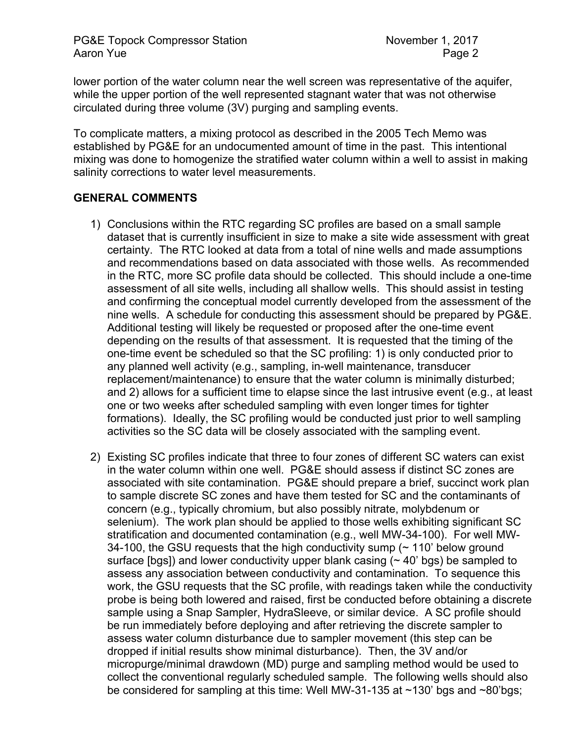lower portion of the water column near the well screen was representative of the aquifer, while the upper portion of the well represented stagnant water that was not otherwise circulated during three volume (3V) purging and sampling events.

To complicate matters, a mixing protocol as described in the 2005 Tech Memo was established by PG&E for an undocumented amount of time in the past. This intentional mixing was done to homogenize the stratified water column within a well to assist in making salinity corrections to water level measurements.

## GENERAL COMMENTS

1) Conclusions within the RTC regarding SC profiles are based on a small sample dataset that is currently insufficient in size to make a site wide assessment with great certainty. The RTC looked at data from a total of nine wells and made assumptions and recommendations based on data associated with those wells. As recommended in the RTC, more SC profile data should be collected. This should include a one-time assessment of all site wells, including all shallow wells. This should assist in testing and confirming the conceptual model currently developed from the assessment of the nine wells. A schedule for conducting this assessment should be prepared by PG&E. Additional testing will likely be requested or proposed after the one-time event depending on the results of that assessment. It is requested that the timing of the one-time event be scheduled so that the SC profiling: 1) is only conducted prior to any planned well activity (e.g., sampling, in-well maintenance, transducer replacement/maintenance) to ensure that the water column is minimally disturbed; and 2) allows for a sufficient time to elapse since the last intrusive event (e.g., at least one or two weeks after scheduled sampling with even longer times for tighter formations). Ideally, the SC profiling would be conducted just prior to well sampling activities so the SC data will be closely associated with the sampling event.

2) Existing SC profiles indicate that three to four zones of different SC waters can exist in the water column within one well. PG&E should assess if distinct SC zones are associated with site contamination. PG&E should prepare a brief, succinct work plan to sample discrete SC zones and have them tested for SC and the contaminants of concern (e.g., typically chromium, but also possibly nitrate, molybdenum or selenium). The work plan should be applied to those wells exhibiting significant SC stratification and documented contamination (e.g., well MW-34-100). For well MW-34-100, the GSU requests that the high conductivity sump (~ 110' below ground surface [bgs]) and lower conductivity upper blank casing (~ 40' bgs) be sampled to assess any association between conductivity and contamination. To sequence this work, the GSU requests that the SC profile, with readings taken while the conductivity probe is being both lowered and raised, first be conducted before obtaining a discrete sample using a Snap Sampler, HydraSleeve, or similar device. A SC profile should be run immediately before deploying and after retrieving the discrete sampler to assess water column disturbance due to sampler movement (this step can be dropped if initial results show minimal disturbance). Then, the 3V and/or micropurge/minimal drawdown (MD) purge and sampling method would be used to collect the conventional regularly scheduled sample. The following wells should also be considered for sampling at this time: Well MW-31-135 at ~130' bgs and ~80'bgs;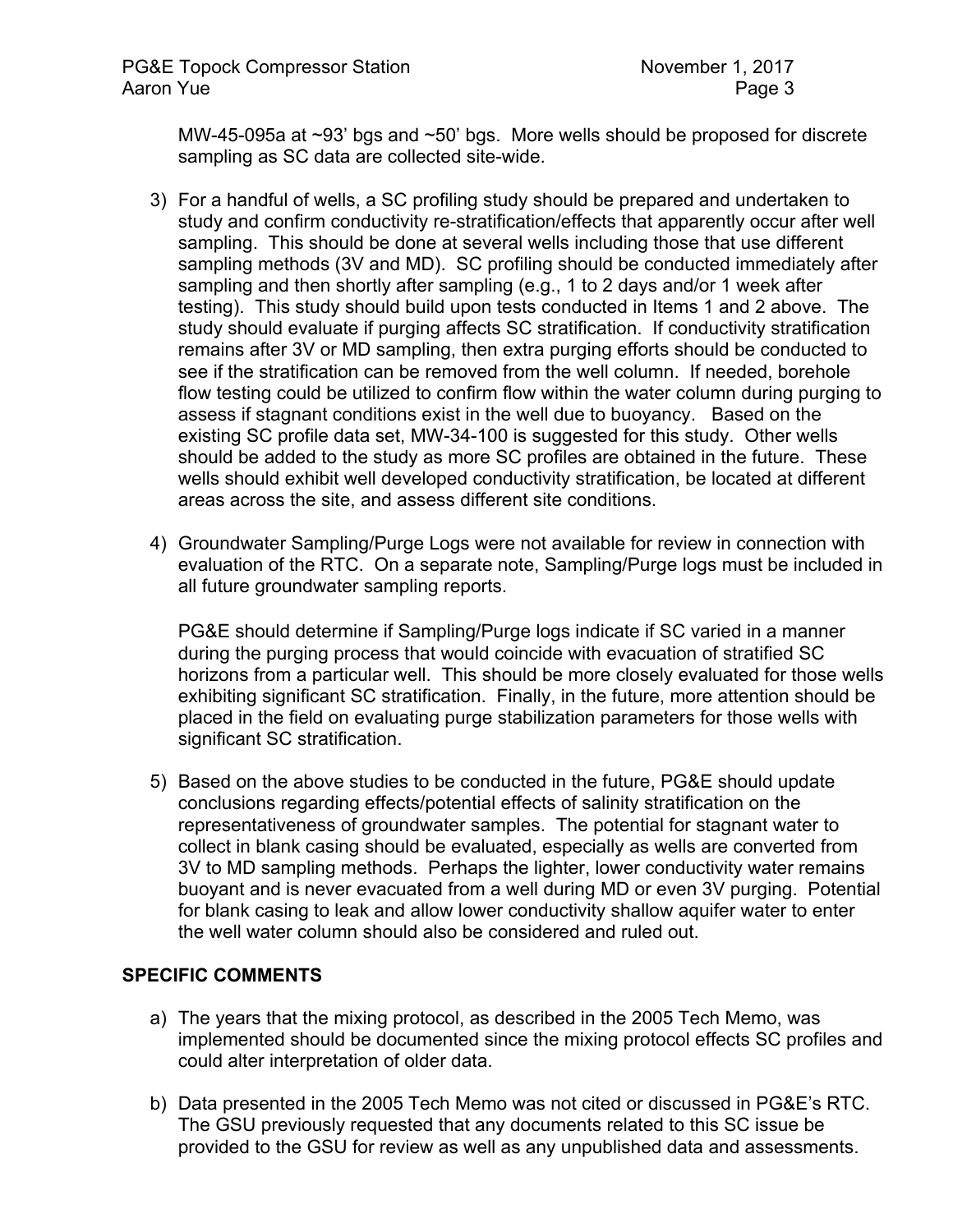MW-45-095a at ~93' bgs and ~50' bgs. More wells should be proposed for discrete sampling as SC data are collected site-wide.

3) For a handful of wells, a SC profiling study should be prepared and undertaken to study and confirm conductivity re-stratification/effects that apparently occur after well sampling. This should be done at several wells including those that use different sampling methods (3V and MD). SC profiling should be conducted immediately after sampling and then shortly after sampling (e.g., 1 to 2 days and/or 1 week after testing). This study should build upon tests conducted in Items 1 and 2 above. The study should evaluate if purging affects SC stratification. If conductivity stratification remains after 3V or MD sampling, then extra purging efforts should be conducted to see if the stratification can be removed from the well column. If needed, borehole flow testing could be utilized to confirm flow within the water column during purging to assess if stagnant conditions exist in the well due to buoyancy. Based on the existing SC profile data set, MW-34-100 is suggested for this study. Other wells should be added to the study as more SC profiles are obtained in the future. These wells should exhibit well developed conductivity stratification, be located at different areas across the site, and assess different site conditions.

4) Groundwater Sampling/Purge Logs were not available for review in connection with evaluation of the RTC. On a separate note, Sampling/Purge logs must be included in all future groundwater sampling reports.

   PG&E should determine if Sampling/Purge logs indicate if SC varied in a manner during the purging process that would coincide with evacuation of stratified SC horizons from a particular well. This should be more closely evaluated for those wells exhibiting significant SC stratification. Finally, in the future, more attention should be placed in the field on evaluating purge stabilization parameters for those wells with significant SC stratification.

5) Based on the above studies to be conducted in the future, PG&E should update conclusions regarding effects/potential effects of salinity stratification on the representativeness of groundwater samples. The potential for stagnant water to collect in blank casing should be evaluated, especially as wells are converted from 3V to MD sampling methods. Perhaps the lighter, lower conductivity water remains buoyant and is never evacuated from a well during MD or even 3V purging. Potential for blank casing to leak and allow lower conductivity shallow aquifer water to enter the well water column should also be considered and ruled out.

## SPECIFIC COMMENTS

a) The years that the mixing protocol, as described in the 2005 Tech Memo, was implemented should be documented since the mixing protocol effects SC profiles and could alter interpretation of older data.

b) Data presented in the 2005 Tech Memo was not cited or discussed in PG&E's RTC. The GSU previously requested that any documents related to this SC issue be provided to the GSU for review as well as any unpublished data and assessments.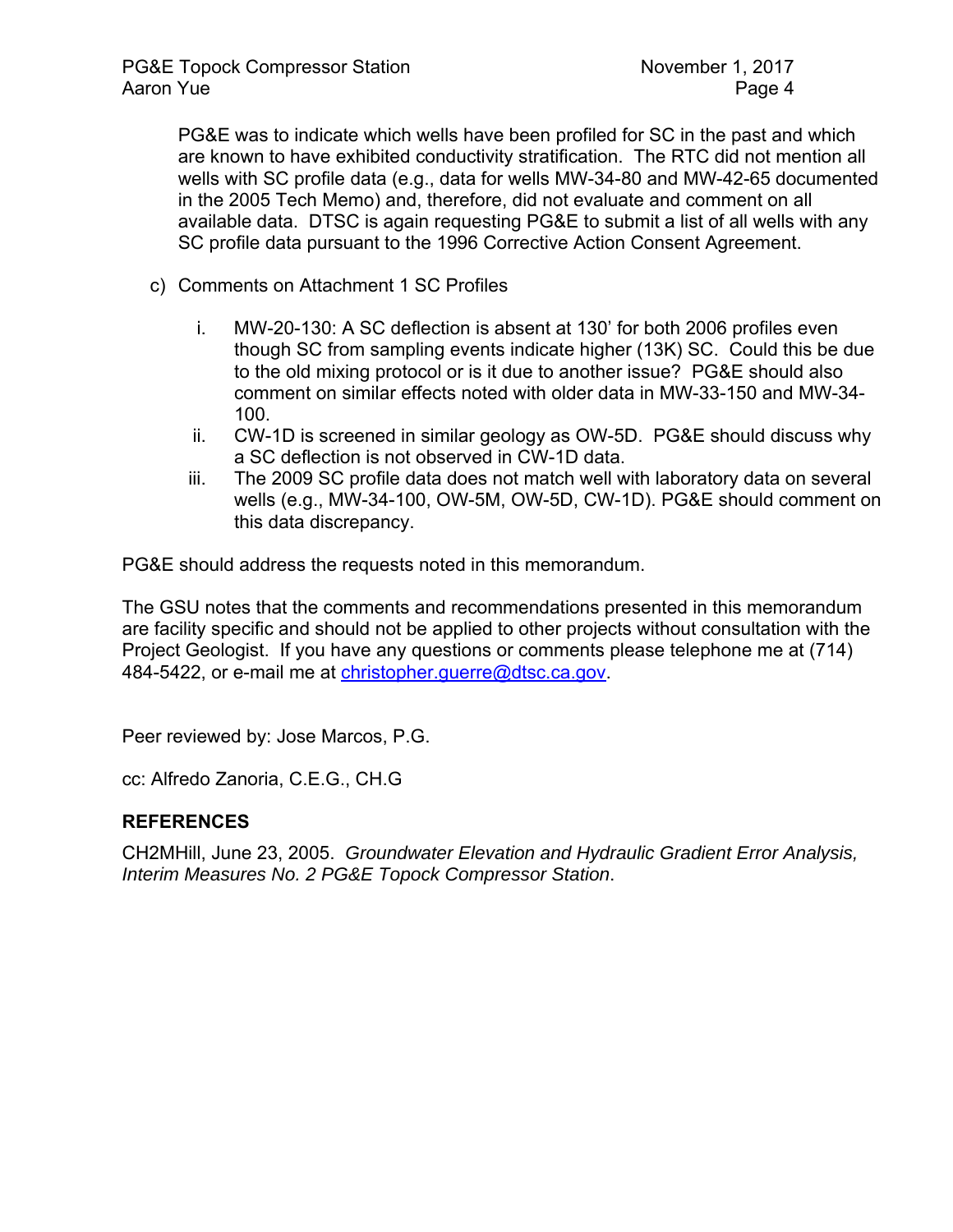PG&E was to indicate which wells have been profiled for SC in the past and which are known to have exhibited conductivity stratification. The RTC did not mention all wells with SC profile data (e.g., data for wells MW-34-80 and MW-42-65 documented in the 2005 Tech Memo) and, therefore, did not evaluate and comment on all available data. DTSC is again requesting PG&E to submit a list of all wells with any SC profile data pursuant to the 1996 Corrective Action Consent Agreement.

c) Comments on Attachment 1 SC Profiles

   i. MW-20-130: A SC deflection is absent at 130' for both 2006 profiles even though SC from sampling events indicate higher (13K) SC. Could this be due to the old mixing protocol or is it due to another issue? PG&E should also comment on similar effects noted with older data in MW-33-150 and MW-34-100.

   ii. CW-1D is screened in similar geology as OW-5D. PG&E should discuss why a SC deflection is not observed in CW-1D data.

   iii. The 2009 SC profile data does not match well with laboratory data on several wells (e.g., MW-34-100, OW-5M, OW-5D, CW-1D). PG&E should comment on this data discrepancy.

PG&E should address the requests noted in this memorandum.

The GSU notes that the comments and recommendations presented in this memorandum are facility specific and should not be applied to other projects without consultation with the Project Geologist. If you have any questions or comments please telephone me at (714) 484-5422, or e-mail me at christopher.guerre@dtsc.ca.gov.

Peer reviewed by: Jose Marcos, P.G.

cc: Alfredo Zanoria, C.E.G., CH.G

## REFERENCES

CH2MHill, June 23, 2005. *Groundwater Elevation and Hydraulic Gradient Error Analysis, Interim Measures No. 2 PG&E Topock Compressor Station*.